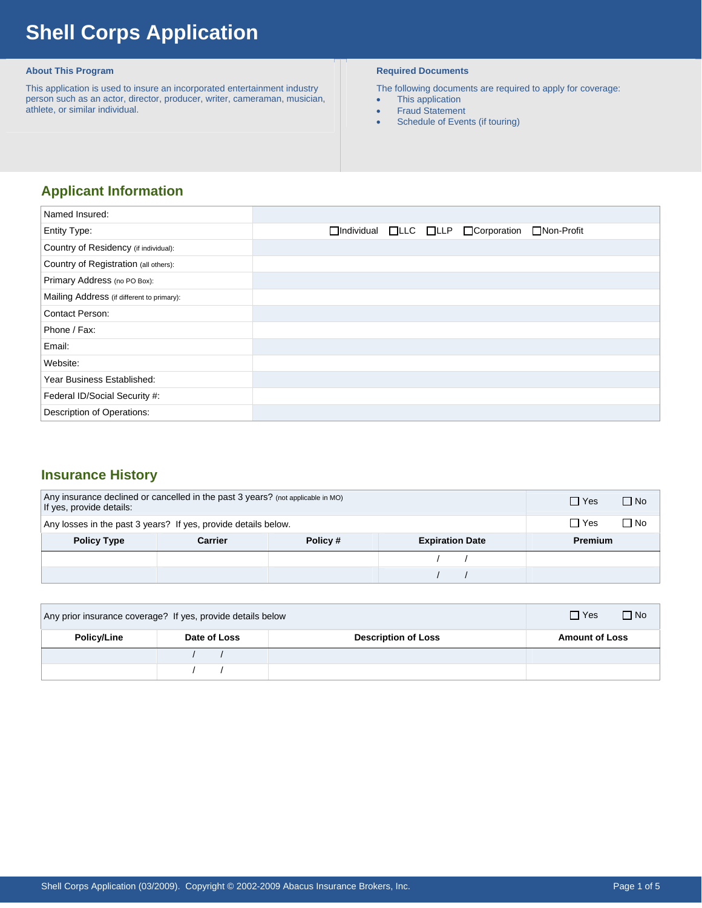# Shell Corps Application

### About This Program

This application is used to insure an incorporated entertainment industry person such as an actor, director, producer, writer, cameraman, musician, athlete, or similar individual.

### Required Documents

The following documents are required to apply for coverage:

- This application
- Fraud Statement
- Schedule of Events (if touring)

## Applicant Information

| | |
|---|---|
| Named Insured: | |
| Entity Type: | ☐Individual ☐LLC ☐LLP ☐Corporation ☐Non-Profit |
| Country of Residency (if individual): | |
| Country of Registration (all others): | |
| Primary Address (no PO Box): | |
| Mailing Address (if different to primary): | |
| Contact Person: | |
| Phone / Fax: | |
| Email: | |
| Website: | |
| Year Business Established: | |
| Federal ID/Social Security #: | |
| Description of Operations: | |

## Insurance History

| Any insurance declined or cancelled in the past 3 years? (not applicable in MO) If yes, provide details: | | | | ☐ Yes ☐ No |
|---|---|---|---|---|
| Any losses in the past 3 years? If yes, provide details below. | | | | ☐ Yes ☐ No |
| **Policy Type** | **Carrier** | **Policy #** | **Expiration Date** | **Premium** |
| | | | / / | |
| | | | / / | |

| Any prior insurance coverage? If yes, provide details below | | | ☐ Yes ☐ No |
|---|---|---|---|
| **Policy/Line** | **Date of Loss** | **Description of Loss** | **Amount of Loss** |
| | / / | | |
| | / / | | |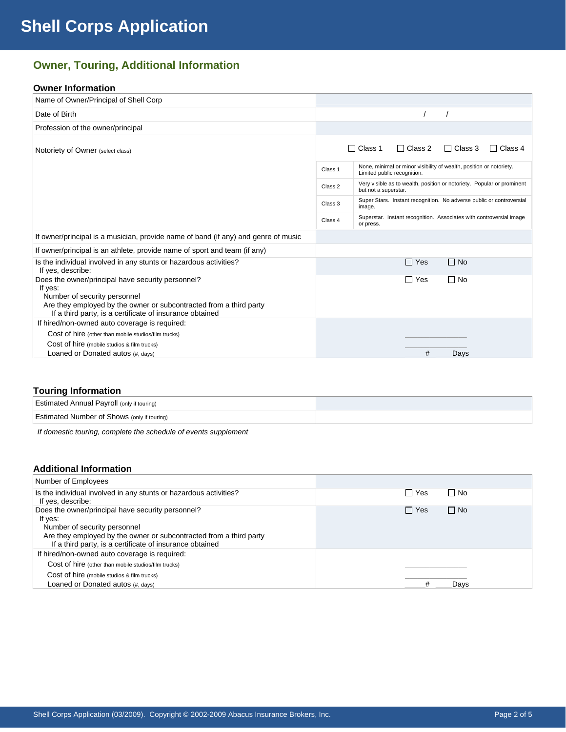# Shell Corps Application

## Owner, Touring, Additional Information

### Owner Information

| | |
|---|---|
| Name of Owner/Principal of Shell Corp | |
| Date of Birth | / / |
| Profession of the owner/principal | |
| Notoriety of Owner (select class) | ☐ Class 1 ☐ Class 2 ☐ Class 3 ☐ Class 4 |
| If owner/principal is a musician, provide name of band (if any) and genre of music | |
| If owner/principal is an athlete, provide name of sport and team (if any) | |
| Is the individual involved in any stunts or hazardous activities?<br>If yes, describe: | ☐ Yes ☐ No |
| Does the owner/principal have security personnel?<br>If yes:<br>Number of security personnel<br>Are they employed by the owner or subcontracted from a third party<br>If a third party, is a certificate of insurance obtained | ☐ Yes ☐ No |
| If hired/non-owned auto coverage is required:<br>Cost of hire (other than mobile studios/film trucks)<br>Cost of hire (mobile studios & film trucks)<br>Loaned or Donated autos (#, days) | ____<br>____<br>____# ____Days |

| Class | Description |
|---|---|
| Class 1 | None, minimal or minor visibility of wealth, position or notoriety. Limited public recognition. |
| Class 2 | Very visible as to wealth, position or notoriety. Popular or prominent but not a superstar. |
| Class 3 | Super Stars. Instant recognition. No adverse public or controversial image. |
| Class 4 | Superstar. Instant recognition. Associates with controversial image or press. |

### Touring Information

| | |
|---|---|
| Estimated Annual Payroll (only if touring) | |
| Estimated Number of Shows (only if touring) | |

*If domestic touring, complete the schedule of events supplement*

### Additional Information

| | |
|---|---|
| Number of Employees | |
| Is the individual involved in any stunts or hazardous activities?<br>If yes, describe: | ☐ Yes ☐ No |
| Does the owner/principal have security personnel?<br>If yes:<br>Number of security personnel<br>Are they employed by the owner or subcontracted from a third party<br>If a third party, is a certificate of insurance obtained | ☐ Yes ☐ No |
| If hired/non-owned auto coverage is required:<br>Cost of hire (other than mobile studios/film trucks)<br>Cost of hire (mobile studios & film trucks)<br>Loaned or Donated autos (#, days) | ____<br>____<br>____# ____Days |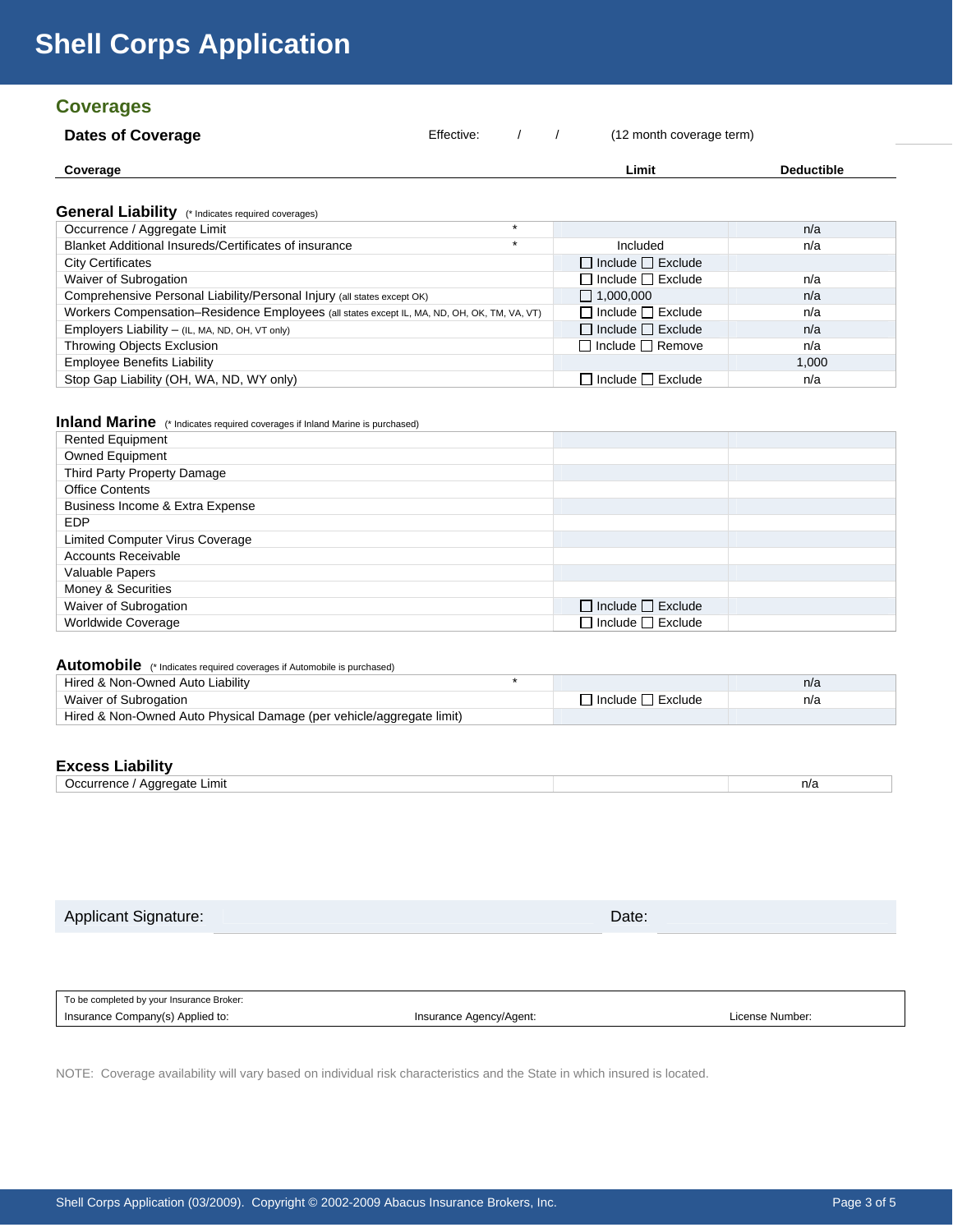# Shell Corps Application

## Coverages

**Dates of Coverage** Effective: / / (12 month coverage term)

| Coverage | Limit | Deductible |
|---|---|---|

### General Liability (* Indicates required coverages)

| Coverage | | Limit | Deductible |
|---|---|---|---|
| Occurrence / Aggregate Limit | * | | n/a |
| Blanket Additional Insureds/Certificates of insurance | * | Included | n/a |
| City Certificates | | ☐ Include ☐ Exclude | |
| Waiver of Subrogation | | ☐ Include ☐ Exclude | n/a |
| Comprehensive Personal Liability/Personal Injury (all states except OK) | | ☐ 1,000,000 | n/a |
| Workers Compensation–Residence Employees (all states except IL, MA, ND, OH, OK, TM, VA, VT) | | ☐ Include ☐ Exclude | n/a |
| Employers Liability – (IL, MA, ND, OH, VT only) | | ☐ Include ☐ Exclude | n/a |
| Throwing Objects Exclusion | | ☐ Include ☐ Remove | n/a |
| Employee Benefits Liability | | | 1,000 |
| Stop Gap Liability (OH, WA, ND, WY only) | | ☐ Include ☐ Exclude | n/a |

### Inland Marine (* Indicates required coverages if Inland Marine is purchased)

| Coverage | Limit | Deductible |
|---|---|---|
| Rented Equipment | | |
| Owned Equipment | | |
| Third Party Property Damage | | |
| Office Contents | | |
| Business Income & Extra Expense | | |
| EDP | | |
| Limited Computer Virus Coverage | | |
| Accounts Receivable | | |
| Valuable Papers | | |
| Money & Securities | | |
| Waiver of Subrogation | ☐ Include ☐ Exclude | |
| Worldwide Coverage | ☐ Include ☐ Exclude | |

### Automobile (* Indicates required coverages if Automobile is purchased)

| Coverage | | Limit | Deductible |
|---|---|---|---|
| Hired & Non-Owned Auto Liability | * | | n/a |
| Waiver of Subrogation | | ☐ Include ☐ Exclude | n/a |
| Hired & Non-Owned Auto Physical Damage (per vehicle/aggregate limit) | | | |

### Excess Liability

| Coverage | Limit | Deductible |
|---|---|---|
| Occurrence / Aggregate Limit | | n/a |

Applicant Signature: ______________________ Date: ____________

| To be completed by your Insurance Broker: | | |
|---|---|---|
| Insurance Company(s) Applied to: | Insurance Agency/Agent: | License Number: |

NOTE: Coverage availability will vary based on individual risk characteristics and the State in which insured is located.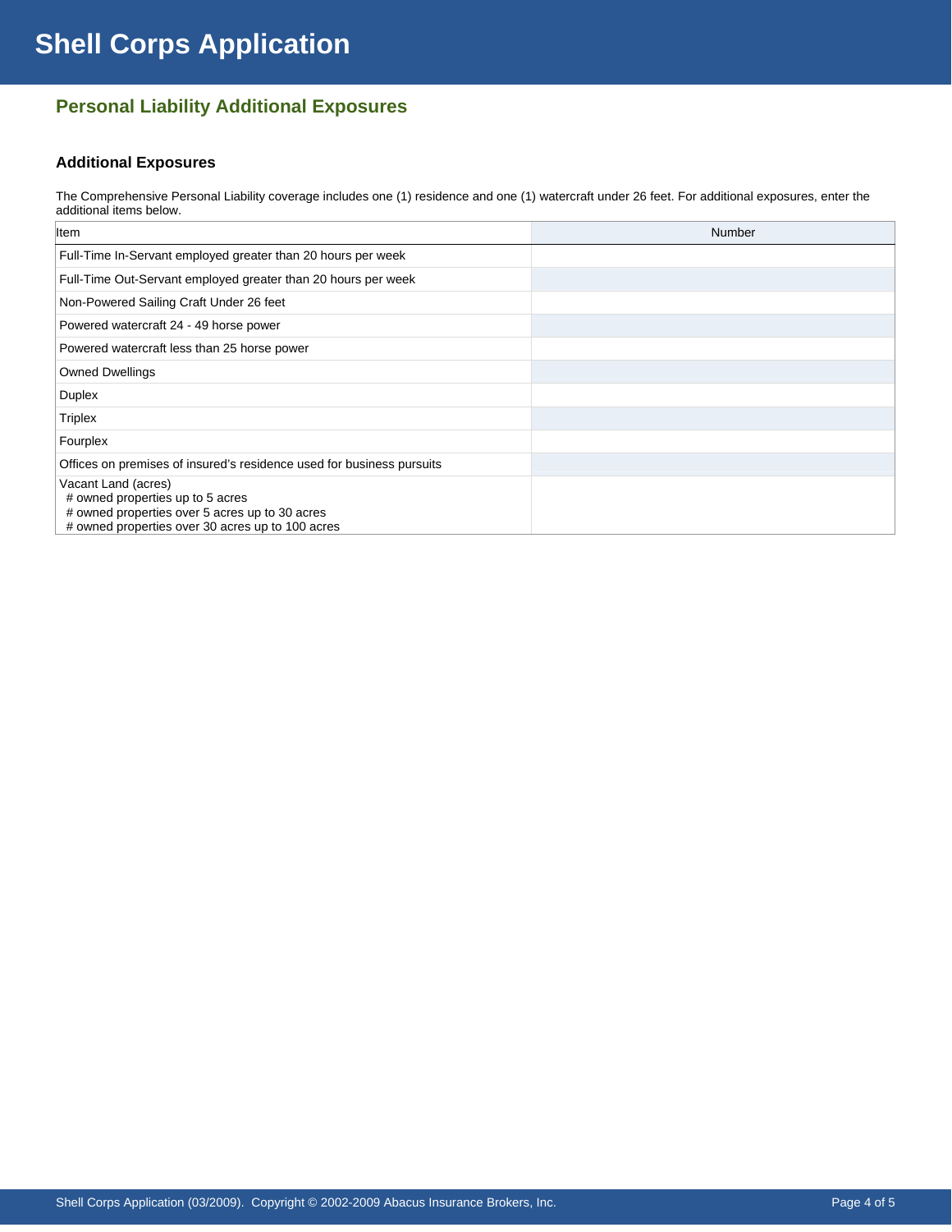# Shell Corps Application

## Personal Liability Additional Exposures

### Additional Exposures

The Comprehensive Personal Liability coverage includes one (1) residence and one (1) watercraft under 26 feet. For additional exposures, enter the additional items below.

| Item | Number |
|---|---|
| Full-Time In-Servant employed greater than 20 hours per week | |
| Full-Time Out-Servant employed greater than 20 hours per week | |
| Non-Powered Sailing Craft Under 26 feet | |
| Powered watercraft 24 - 49 horse power | |
| Powered watercraft less than 25 horse power | |
| Owned Dwellings | |
| Duplex | |
| Triplex | |
| Fourplex | |
| Offices on premises of insured's residence used for business pursuits | |
| Vacant Land (acres)<br># owned properties up to 5 acres<br># owned properties over 5 acres up to 30 acres<br># owned properties over 30 acres up to 100 acres | |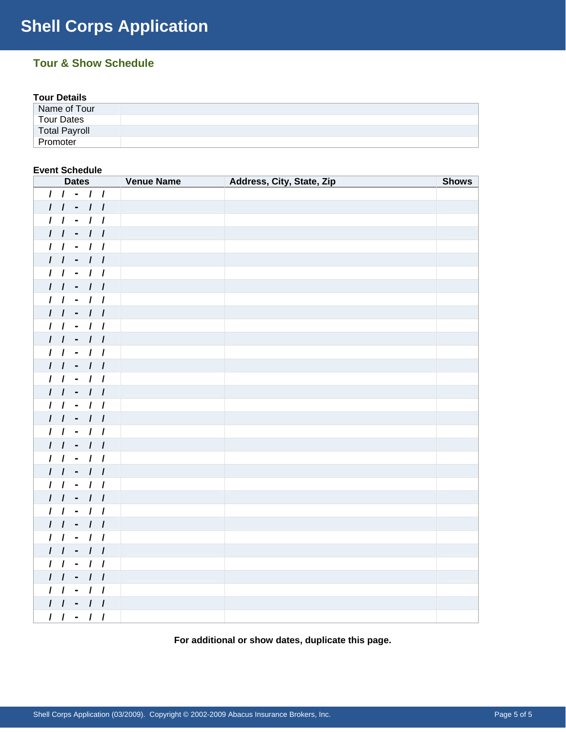# Shell Corps Application

## Tour & Show Schedule

**Tour Details**

| | |
|---|---|
| Name of Tour | |
| Tour Dates | |
| Total Payroll | |
| Promoter | |

**Event Schedule**

| Dates | Venue Name | Address, City, State, Zip | Shows |
|---|---|---|---|
| / / - / / | | | |
| / / - / / | | | |
| / / - / / | | | |
| / / - / / | | | |
| / / - / / | | | |
| / / - / / | | | |
| / / - / / | | | |
| / / - / / | | | |
| / / - / / | | | |
| / / - / / | | | |
| / / - / / | | | |
| / / - / / | | | |
| / / - / / | | | |
| / / - / / | | | |
| / / - / / | | | |
| / / - / / | | | |
| / / - / / | | | |
| / / - / / | | | |
| / / - / / | | | |
| / / - / / | | | |
| / / - / / | | | |
| / / - / / | | | |
| / / - / / | | | |
| / / - / / | | | |
| / / - / / | | | |
| / / - / / | | | |
| / / - / / | | | |
| / / - / / | | | |
| / / - / / | | | |
| / / - / / | | | |
| / / - / / | | | |
| / / - / / | | | |
| / / - / / | | | |

**For additional or show dates, duplicate this page.**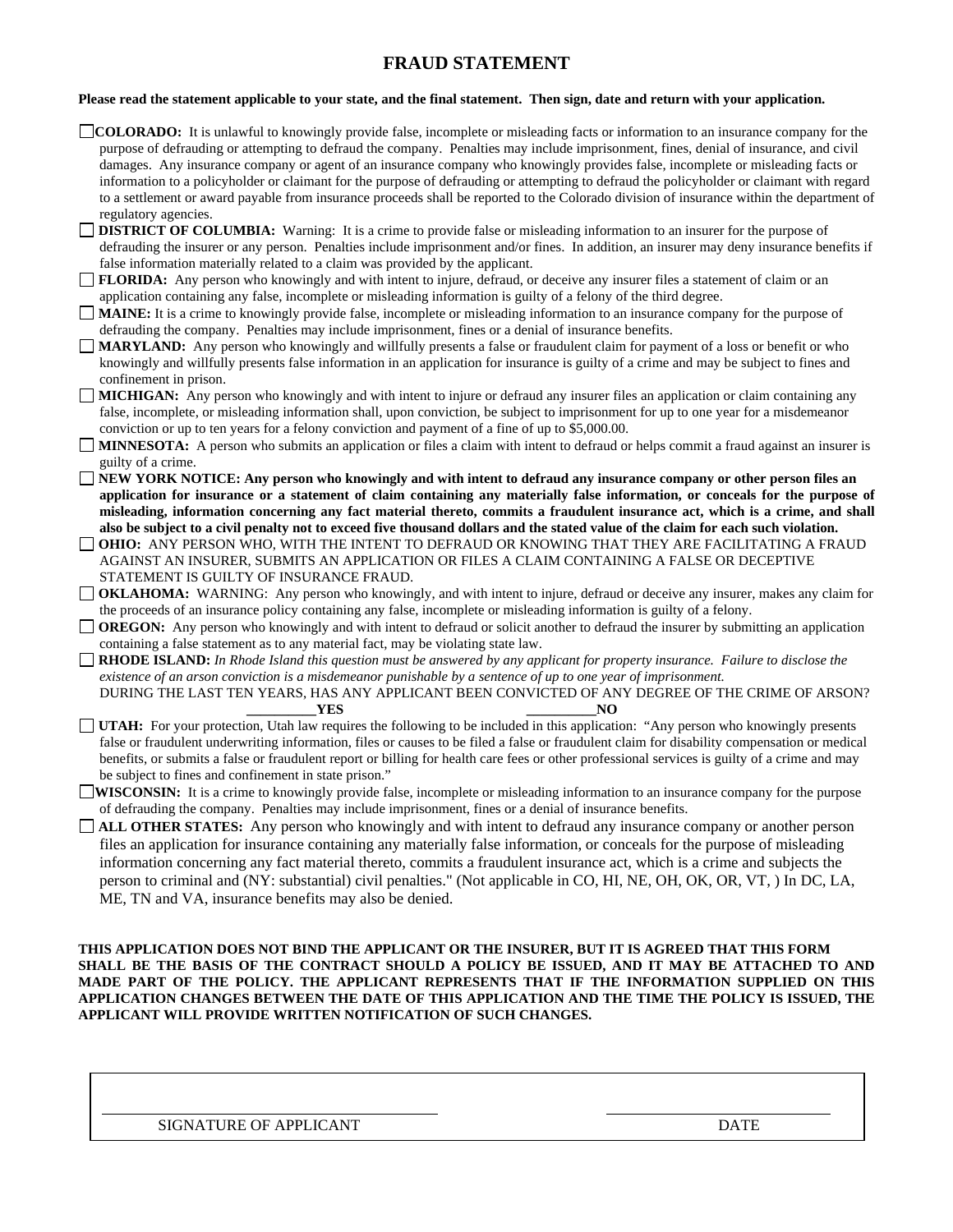# FRAUD STATEMENT

**Please read the statement applicable to your state, and the final statement. Then sign, date and return with your application.**

☐ **COLORADO:** It is unlawful to knowingly provide false, incomplete or misleading facts or information to an insurance company for the purpose of defrauding or attempting to defraud the company. Penalties may include imprisonment, fines, denial of insurance, and civil damages. Any insurance company or agent of an insurance company who knowingly provides false, incomplete or misleading facts or information to a policyholder or claimant for the purpose of defrauding or attempting to defraud the policyholder or claimant with regard to a settlement or award payable from insurance proceeds shall be reported to the Colorado division of insurance within the department of regulatory agencies.

☐ **DISTRICT OF COLUMBIA:** Warning: It is a crime to provide false or misleading information to an insurer for the purpose of defrauding the insurer or any person. Penalties include imprisonment and/or fines. In addition, an insurer may deny insurance benefits if false information materially related to a claim was provided by the applicant.

☐ **FLORIDA:** Any person who knowingly and with intent to injure, defraud, or deceive any insurer files a statement of claim or an application containing any false, incomplete or misleading information is guilty of a felony of the third degree.

☐ **MAINE:** It is a crime to knowingly provide false, incomplete or misleading information to an insurance company for the purpose of defrauding the company. Penalties may include imprisonment, fines or a denial of insurance benefits.

☐ **MARYLAND:** Any person who knowingly and willfully presents a false or fraudulent claim for payment of a loss or benefit or who knowingly and willfully presents false information in an application for insurance is guilty of a crime and may be subject to fines and confinement in prison.

☐ **MICHIGAN:** Any person who knowingly and with intent to injure or defraud any insurer files an application or claim containing any false, incomplete, or misleading information shall, upon conviction, be subject to imprisonment for up to one year for a misdemeanor conviction or up to ten years for a felony conviction and payment of a fine of up to $5,000.00.

☐ **MINNESOTA:** A person who submits an application or files a claim with intent to defraud or helps commit a fraud against an insurer is guilty of a crime.

☐ **NEW YORK NOTICE: Any person who knowingly and with intent to defraud any insurance company or other person files an application for insurance or a statement of claim containing any materially false information, or conceals for the purpose of misleading, information concerning any fact material thereto, commits a fraudulent insurance act, which is a crime, and shall also be subject to a civil penalty not to exceed five thousand dollars and the stated value of the claim for each such violation.**

☐ **OHIO:** ANY PERSON WHO, WITH THE INTENT TO DEFRAUD OR KNOWING THAT THEY ARE FACILITATING A FRAUD AGAINST AN INSURER, SUBMITS AN APPLICATION OR FILES A CLAIM CONTAINING A FALSE OR DECEPTIVE STATEMENT IS GUILTY OF INSURANCE FRAUD.

☐ **OKLAHOMA:** WARNING: Any person who knowingly, and with intent to injure, defraud or deceive any insurer, makes any claim for the proceeds of an insurance policy containing any false, incomplete or misleading information is guilty of a felony.

☐ **OREGON:** Any person who knowingly and with intent to defraud or solicit another to defraud the insurer by submitting an application containing a false statement as to any material fact, may be violating state law.

☐ **RHODE ISLAND:** *In Rhode Island this question must be answered by any applicant for property insurance. Failure to disclose the existence of an arson conviction is a misdemeanor punishable by a sentence of up to one year of imprisonment.*
DURING THE LAST TEN YEARS, HAS ANY APPLICANT BEEN CONVICTED OF ANY DEGREE OF THE CRIME OF ARSON?
__________**YES** __________**NO**

☐ **UTAH:** For your protection, Utah law requires the following to be included in this application: "Any person who knowingly presents false or fraudulent underwriting information, files or causes to be filed a false or fraudulent claim for disability compensation or medical benefits, or submits a false or fraudulent report or billing for health care fees or other professional services is guilty of a crime and may be subject to fines and confinement in state prison."

☐ **WISCONSIN:** It is a crime to knowingly provide false, incomplete or misleading information to an insurance company for the purpose of defrauding the company. Penalties may include imprisonment, fines or a denial of insurance benefits.

☐ **ALL OTHER STATES:** Any person who knowingly and with intent to defraud any insurance company or another person files an application for insurance containing any materially false information, or conceals for the purpose of misleading information concerning any fact material thereto, commits a fraudulent insurance act, which is a crime and subjects the person to criminal and (NY: substantial) civil penalties." (Not applicable in CO, HI, NE, OH, OK, OR, VT, ) In DC, LA, ME, TN and VA, insurance benefits may also be denied.

**THIS APPLICATION DOES NOT BIND THE APPLICANT OR THE INSURER, BUT IT IS AGREED THAT THIS FORM SHALL BE THE BASIS OF THE CONTRACT SHOULD A POLICY BE ISSUED, AND IT MAY BE ATTACHED TO AND MADE PART OF THE POLICY. THE APPLICANT REPRESENTS THAT IF THE INFORMATION SUPPLIED ON THIS APPLICATION CHANGES BETWEEN THE DATE OF THIS APPLICATION AND THE TIME THE POLICY IS ISSUED, THE APPLICANT WILL PROVIDE WRITTEN NOTIFICATION OF SUCH CHANGES.**

______________________________ SIGNATURE OF APPLICANT

______________________________ DATE